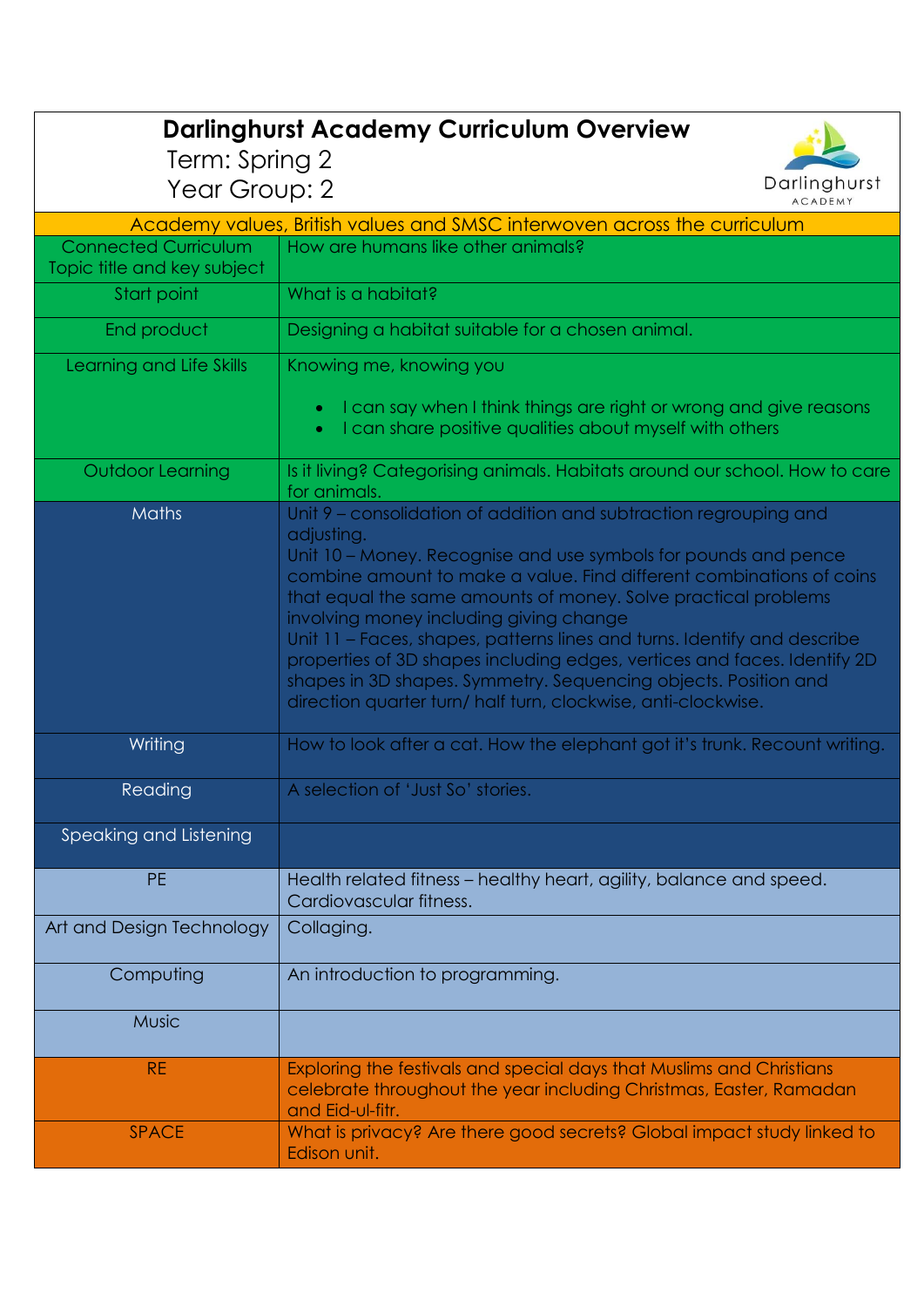# Darlinghurst Academy Curriculum Overview

Term: Spring 2

Year Group: 2

| Academy values, British values and SMSC interwoven across the curriculum | |
|---|---|
| Connected Curriculum Topic title and key subject | How are humans like other animals? |
| Start point | What is a habitat? |
| End product | Designing a habitat suitable for a chosen animal. |
| Learning and Life Skills | Knowing me, knowing you<br>• I can say when I think things are right or wrong and give reasons<br>• I can share positive qualities about myself with others |
| Outdoor Learning | Is it living? Categorising animals. Habitats around our school. How to care for animals. |
| Maths | Unit 9 – consolidation of addition and subtraction regrouping and adjusting.<br>Unit 10 – Money. Recognise and use symbols for pounds and pence combine amount to make a value. Find different combinations of coins that equal the same amounts of money. Solve practical problems involving money including giving change<br>Unit 11 – Faces, shapes, patterns lines and turns. Identify and describe properties of 3D shapes including edges, vertices and faces. Identify 2D shapes in 3D shapes. Symmetry. Sequencing objects. Position and direction quarter turn/ half turn, clockwise, anti-clockwise. |
| Writing | How to look after a cat. How the elephant got it's trunk. Recount writing. |
| Reading | A selection of 'Just So' stories. |
| Speaking and Listening | |
| PE | Health related fitness – healthy heart, agility, balance and speed. Cardiovascular fitness. |
| Art and Design Technology | Collaging. |
| Computing | An introduction to programming. |
| Music | |
| RE | Exploring the festivals and special days that Muslims and Christians celebrate throughout the year including Christmas, Easter, Ramadan and Eid-ul-fitr. |
| SPACE | What is privacy? Are there good secrets? Global impact study linked to Edison unit. |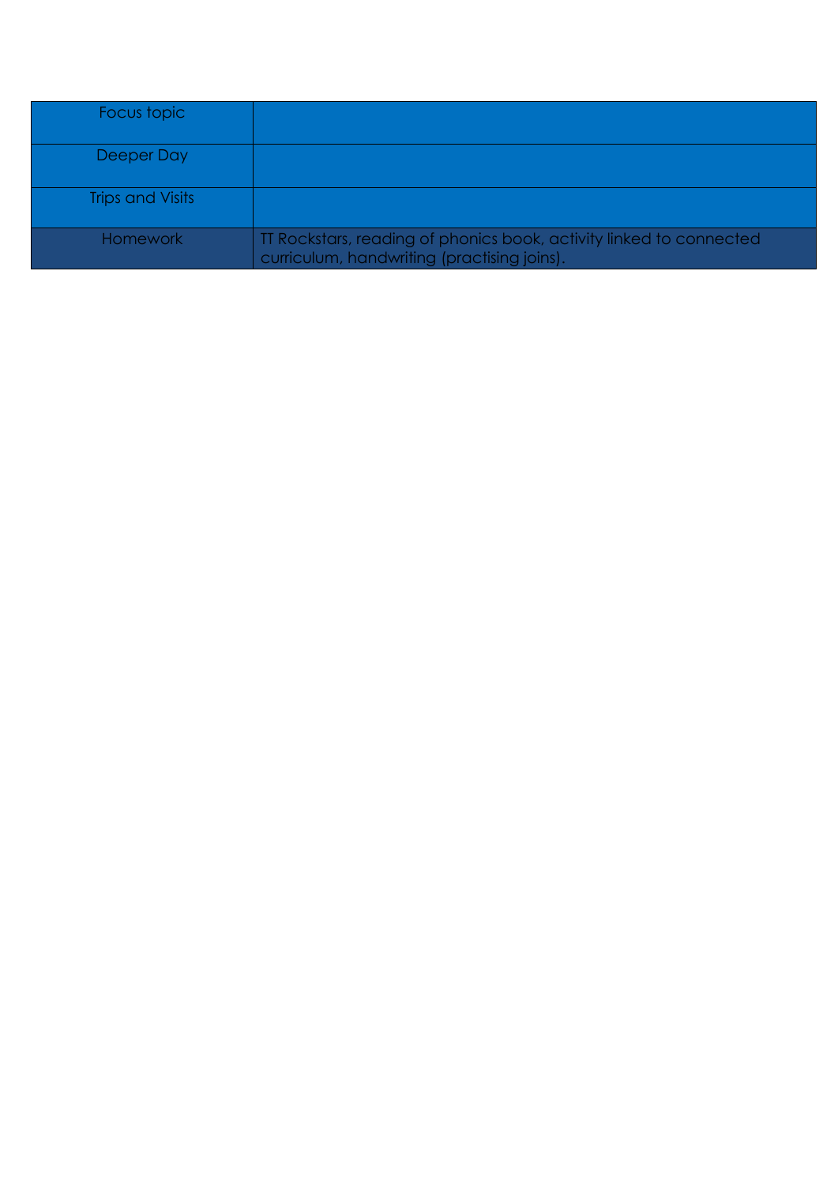| | |
|---|---|
| Focus topic | |
| Deeper Day | |
| Trips and Visits | |
| Homework | TT Rockstars, reading of phonics book, activity linked to connected curriculum, handwriting (practising joins). |